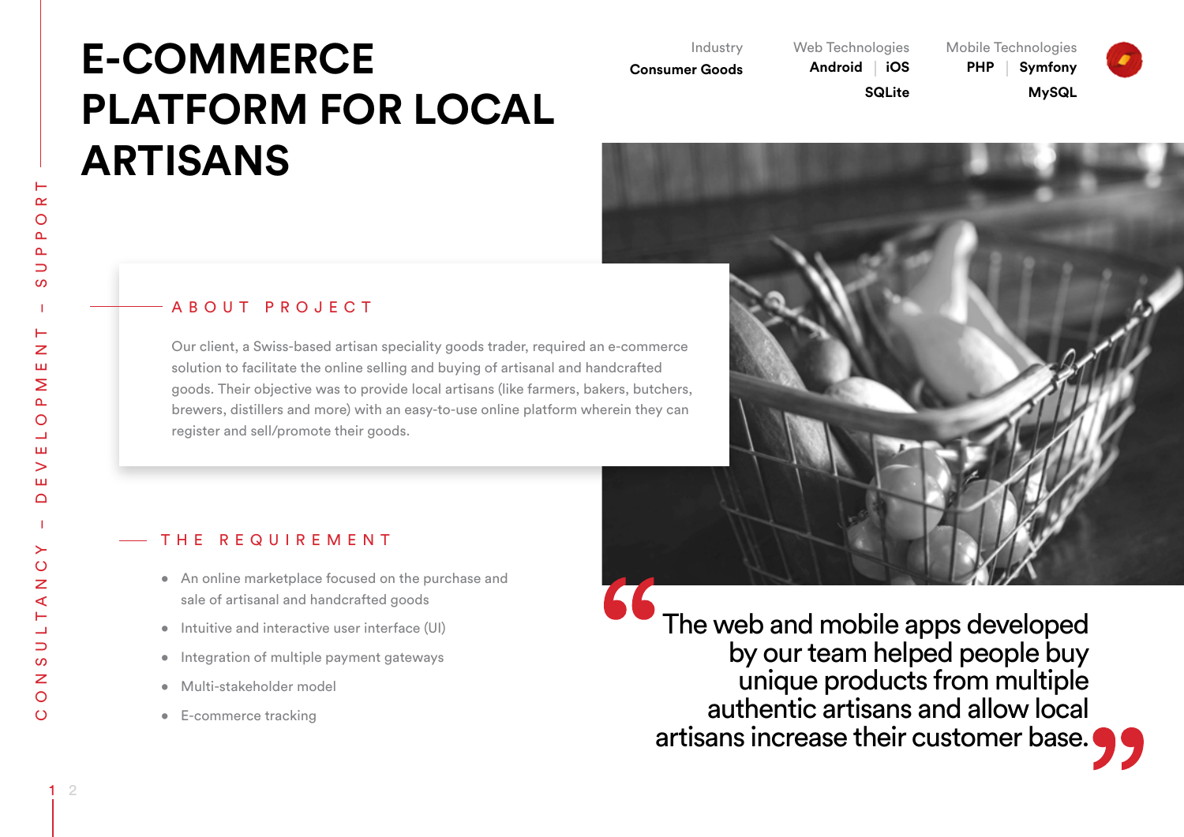# E-COMMERCE PLATFORM FOR LOCAL ARTISANS

| Industry | Web Technologies | Mobile Technologies |
|---|---|---|
| **Consumer Goods** | **Android** \| **iOS** | **PHP** \| **Symfony** |
| | **SQLite** | **MySQL** |

## ABOUT PROJECT

Our client, a Swiss-based artisan speciality goods trader, required an e-commerce solution to facilitate the online selling and buying of artisanal and handcrafted goods. Their objective was to provide local artisans (like farmers, bakers, butchers, brewers, distillers and more) with an easy-to-use online platform wherein they can register and sell/promote their goods.

## THE REQUIREMENT

- An online marketplace focused on the purchase and sale of artisanal and handcrafted goods
- Intuitive and interactive user interface (UI)
- Integration of multiple payment gateways
- Multi-stakeholder model
- E-commerce tracking

> "The web and mobile apps developed by our team helped people buy unique products from multiple authentic artisans and allow local artisans increase their customer base."

CONSULTANCY – DEVELOPMENT – SUPPORT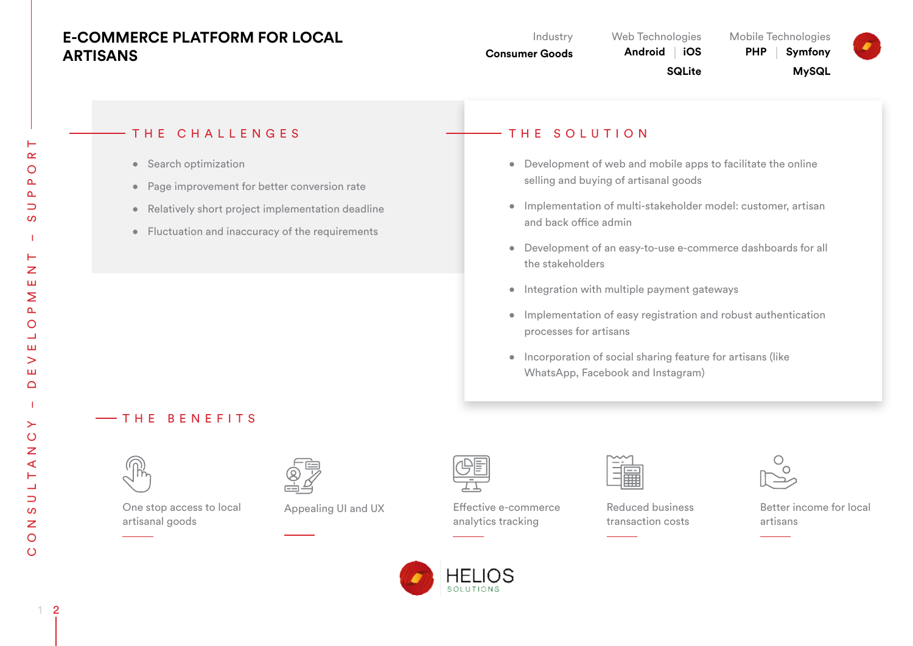# E-COMMERCE PLATFORM FOR LOCAL ARTISANS

| Industry | Web Technologies | Mobile Technologies |
|---|---|---|
| Consumer Goods | Android \| iOS<br>SQLite | PHP \| Symfony<br>MySQL |

## THE CHALLENGES

- Search optimization
- Page improvement for better conversion rate
- Relatively short project implementation deadline
- Fluctuation and inaccuracy of the requirements

## THE SOLUTION

- Development of web and mobile apps to facilitate the online selling and buying of artisanal goods
- Implementation of multi-stakeholder model: customer, artisan and back office admin
- Development of an easy-to-use e-commerce dashboards for all the stakeholders
- Integration with multiple payment gateways
- Implementation of easy registration and robust authentication processes for artisans
- Incorporation of social sharing feature for artisans (like WhatsApp, Facebook and Instagram)

## THE BENEFITS

- One stop access to local artisanal goods
- Appealing UI and UX
- Effective e-commerce analytics tracking
- Reduced business transaction costs
- Better income for local artisans

HELIOS SOLUTIONS

CONSULTANCY – DEVELOPMENT – SUPPORT